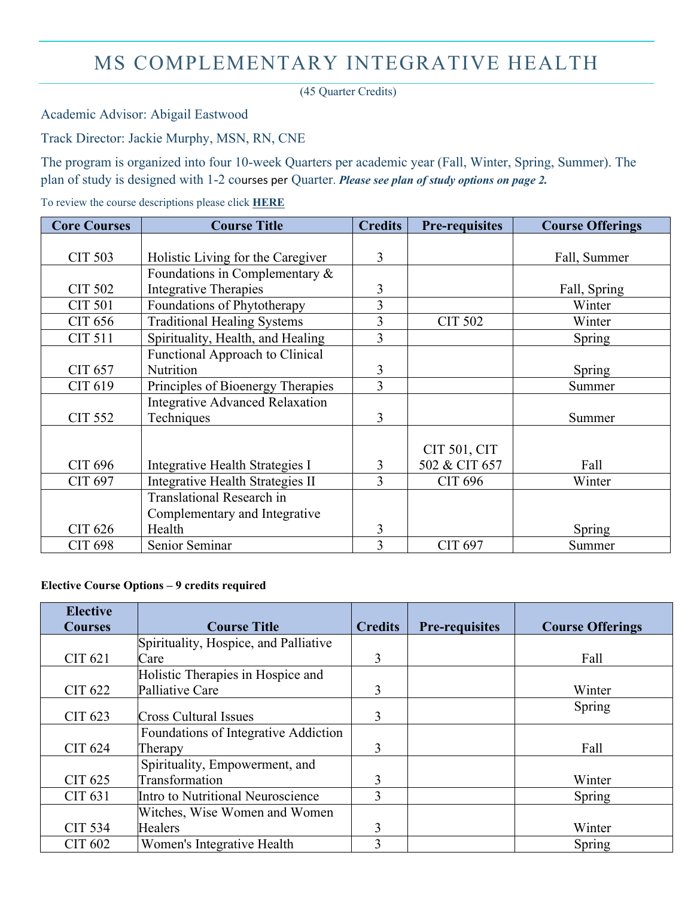# MS COMPLEMENTARY INTEGRATIVE HEALTH

(45 Quarter Credits)

Academic Advisor: Abigail Eastwood

Track Director: Jackie Murphy, MSN, RN, CNE

The program is organized into four 10-week Quarters per academic year (Fall, Winter, Spring, Summer). The plan of study is designed with 1-2 courses per Quarter. ***Please see plan of study options on page 2.***

To review the course descriptions please click **HERE**

| Core Courses | Course Title | Credits | Pre-requisites | Course Offerings |
|---|---|---|---|---|
| CIT 503 | Holistic Living for the Caregiver | 3 | | Fall, Summer |
| CIT 502 | Foundations in Complementary & Integrative Therapies | 3 | | Fall, Spring |
| CIT 501 | Foundations of Phytotherapy | 3 | | Winter |
| CIT 656 | Traditional Healing Systems | 3 | CIT 502 | Winter |
| CIT 511 | Spirituality, Health, and Healing | 3 | | Spring |
| CIT 657 | Functional Approach to Clinical Nutrition | 3 | | Spring |
| CIT 619 | Principles of Bioenergy Therapies | 3 | | Summer |
| CIT 552 | Integrative Advanced Relaxation Techniques | 3 | | Summer |
| CIT 696 | Integrative Health Strategies I | 3 | CIT 501, CIT 502 & CIT 657 | Fall |
| CIT 697 | Integrative Health Strategies II | 3 | CIT 696 | Winter |
| CIT 626 | Translational Research in Complementary and Integrative Health | 3 | | Spring |
| CIT 698 | Senior Seminar | 3 | CIT 697 | Summer |

**Elective Course Options – 9 credits required**

| Elective Courses | Course Title | Credits | Pre-requisites | Course Offerings |
|---|---|---|---|---|
| CIT 621 | Spirituality, Hospice, and Palliative Care | 3 | | Fall |
| CIT 622 | Holistic Therapies in Hospice and Palliative Care | 3 | | Winter |
| CIT 623 | Cross Cultural Issues | 3 | | Spring |
| CIT 624 | Foundations of Integrative Addiction Therapy | 3 | | Fall |
| CIT 625 | Spirituality, Empowerment, and Transformation | 3 | | Winter |
| CIT 631 | Intro to Nutritional Neuroscience | 3 | | Spring |
| CIT 534 | Witches, Wise Women and Women Healers | 3 | | Winter |
| CIT 602 | Women's Integrative Health | 3 | | Spring |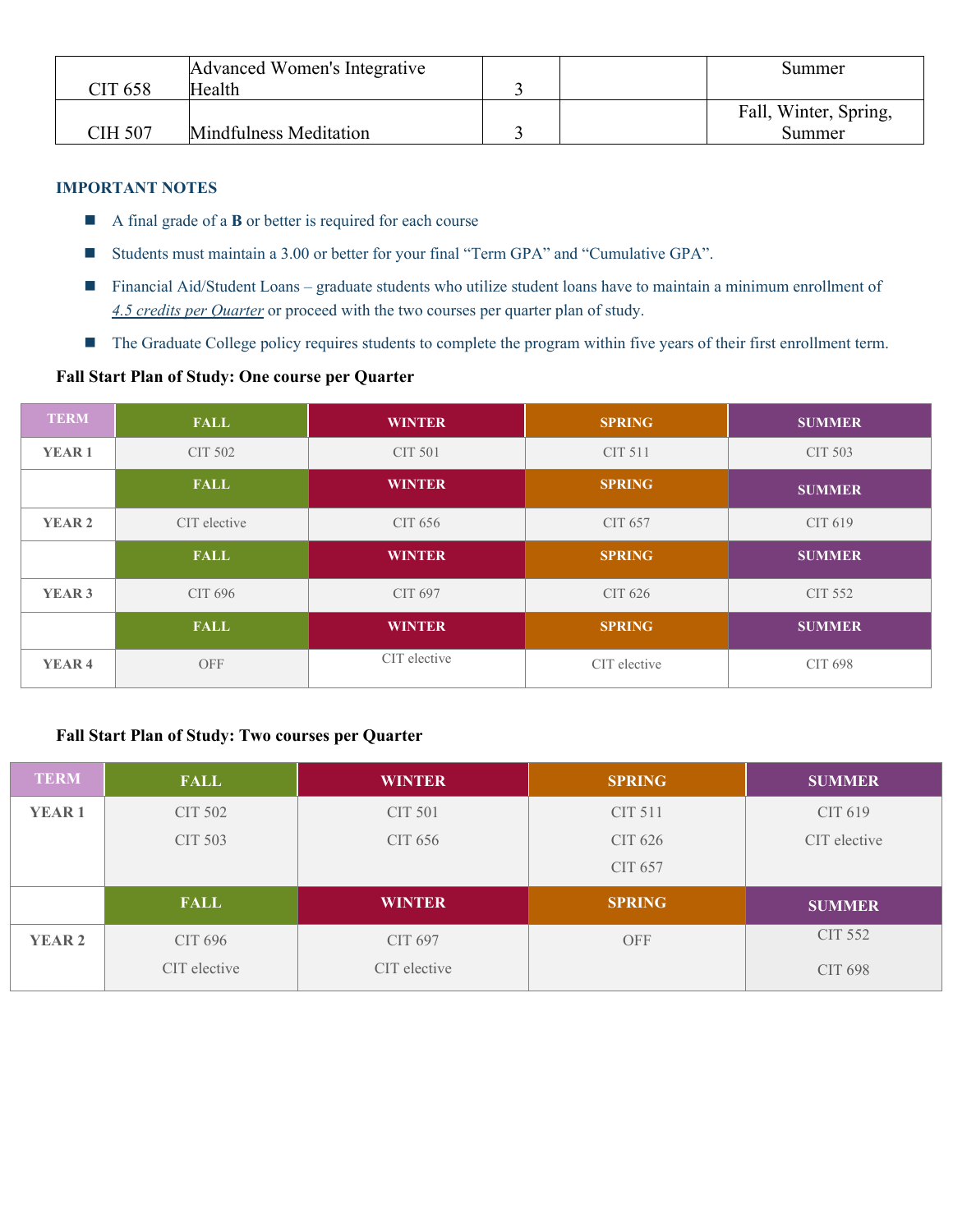| | | | | |
|---|---|---|---|---|
| CIT 658 | Advanced Women's Integrative Health | 3 | | Summer |
| CIH 507 | Mindfulness Meditation | 3 | | Fall, Winter, Spring, Summer |

### IMPORTANT NOTES

- A final grade of a **B** or better is required for each course
- Students must maintain a 3.00 or better for your final "Term GPA" and "Cumulative GPA".
- Financial Aid/Student Loans – graduate students who utilize student loans have to maintain a minimum enrollment of *4.5 credits per Quarter* or proceed with the two courses per quarter plan of study.
- The Graduate College policy requires students to complete the program within five years of their first enrollment term.

**Fall Start Plan of Study: One course per Quarter**

| TERM | FALL | WINTER | SPRING | SUMMER |
|---|---|---|---|---|
| YEAR 1 | CIT 502 | CIT 501 | CIT 511 | CIT 503 |
| | FALL | WINTER | SPRING | SUMMER |
| YEAR 2 | CIT elective | CIT 656 | CIT 657 | CIT 619 |
| | FALL | WINTER | SPRING | SUMMER |
| YEAR 3 | CIT 696 | CIT 697 | CIT 626 | CIT 552 |
| | FALL | WINTER | SPRING | SUMMER |
| YEAR 4 | OFF | CIT elective | CIT elective | CIT 698 |

**Fall Start Plan of Study: Two courses per Quarter**

| TERM | FALL | WINTER | SPRING | SUMMER |
|---|---|---|---|---|
| YEAR 1 | CIT 502<br>CIT 503 | CIT 501<br>CIT 656 | CIT 511<br>CIT 626<br>CIT 657 | CIT 619<br>CIT elective |
| | FALL | WINTER | SPRING | SUMMER |
| YEAR 2 | CIT 696<br>CIT elective | CIT 697<br>CIT elective | OFF | CIT 552<br>CIT 698 |